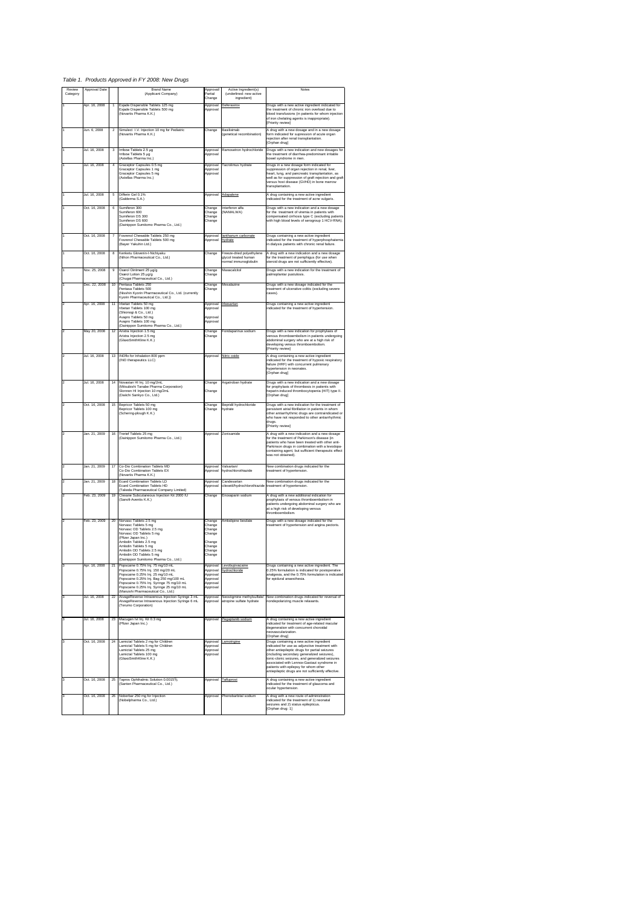*Table 1. Products Approved in FY 2008: New Drugs*

| Review Category | Approval Date | | Brand Name (Applicant Company) | Approval/ Partial Change | Active Ingredient(s) (underlined: new active ingredient) | Notes |
|---|---|---|---|---|---|---|
| 1 | Apr. 16, 2008 | 1 | Exjade Dispersible Tablets 125 mg<br>Exjade Dispersible Tablets 500 mg<br>(Novartis Pharma K.K.) | Approval<br>Approval | Deferasirox | Drugs with a new active ingredient indicated for the treatment of chronic iron overload due to blood transfusions (in patients for whom injection of iron chelating agents is inappropriate).<br>[Priority review] |
| 1 | Jun. 6, 2008 | 2 | Simulect I.V. Injection 10 mg for Pediatric<br>(Novartis Pharma K.K.) | Change | Basiliximab<br>(genetical recombination) | A drug with a new dosage and in a new dosage form indicated for supression of acute organ rejection after renal transplantation.<br>[Orphan drug] |
| 1 | Jul. 16, 2008 | 3 | Irribow Tablets 2.5 µg<br>Irribow Tablets 5 µg<br>(Astellas Pharma Inc.) | Approval<br>Approval | Ramosetron hydrochloride | Drugs with a new indication and new dosages for the treatment of diarrhea-predominant irritable bowel syndrome in men. |
| 1 | Jul. 16, 2008 | 4 | Graceptor Capsules 0.5 mg<br>Graceptor Capsules 1 mg<br>Graceptor Capsules 5 mg<br>(Astellas Pharma Inc.) | Approval<br>Approval<br>Approval | Tacrolimus hydrate | Drugs in a new dosage form indicated for suppression of organ rejection in renal, liver, heart, lung, and pancreatic transplantation, as well as for suppression of graft rejection and graft versus host disease (GVHD) in bone marrow transplantation. |
| 1 | Jul. 16, 2008 | 5 | Differin Gel 0.1%<br>(Galderma S.A.) | Approval | Adapalene | A drug containing a new active ingredient indicated for the treatment of acne vulgaris. |
| 1 | Oct. 16, 2008 | 6 | Sumiferon 300<br>Sumiferon 600<br>Sumiferon DS 300<br>Sumiferon DS 600<br>(Dainippon Sumitomo Pharma Co., Ltd.) | Change<br>Change<br>Change<br>Change | Interferon alfa<br>(NAMALWA) | Drugs with a new indication and a new dosage for the treatment of viremia in patients with compensated cirrhosis type C (excluding patients with high blood levels of serogroup 1 HCV-RNA). |
| 1 | Oct. 16, 2008 | 7 | Fosrenol Chewable Tablets 250 mg<br>Fosrenol Chewable Tablets 500 mg<br>(Bayer Yakuhin Ltd.) | Approval<br>Approval | lanthanum carbonate hydrate | Drugs containing a new active ingredient indicated for the treatment of hyperphosphatemia in dialysis patients with chronic renal failure. |
| 1 | Oct. 16, 2008 | 8 | Kenketu Glovenin-I-Nichiyaku<br>(Nihon Pharmaceutical Co., Ltd.) | Change | Freeze-dried polyethylene glycol treated human normal immunoglobulin | A drug with a new indication and a new dosage for the treatment of pemphigus (for use when steroid drugs are not sufficiently effective). |
| 1 | Nov. 25, 2008 | 9 | Oxarol Ointment 25 µg/g<br>Oxarol Lotion 25 µg/g<br>(Chugai Pharmaceutical Co., Ltd.) | Change<br>Change | Maxacalcitol | Drugs with a new indication for the treatment of palmoplantar pustulosis. |
| 1 | Dec. 22, 2008 | 10 | Pentasa Tablets 250<br>Pentasa Tablets 500<br>(Nisshin Kyorin Pharmaceutical Co., Ltd. (currently Kyorin Pharmaceutical Co., Ltd.)) | Change<br>Change | Mesalazine | Drugs with a new dosage indicated for the treatment of ulcerative colitis (excluding severe cases). |
| 2 | Apr. 16, 2008 | 11 | Irbetan Tablets 50 mg<br>Irbetan Tablets 100 mg<br>(Shionogi & Co., Ltd.)<br>Avapro Tablets 50 mg<br>Avapro Tablets 100 mg<br>(Dainippon Sumitomo Pharma Co., Ltd.) | Approval<br>Approval<br><br>Approval<br>Approval | Irbesartan | Drugs containing a new active ingredient indicated for the treatment of hypertension. |
| 2 | May 20, 2008 | 12 | Arixtra Injection 1.5 mg<br>Arixtra Injection 2.5 mg<br>(GlaxoSmithKline K.K.) | Change<br>Change | Fondaparinux sodium | Drugs with a new indication for prophylaxis of venous thromboembolism in patients undergoing abdominal surgery who are at a high risk of developing venous thromboembolism.<br>[Priority review] |
| 2 | Jul. 16, 2008 | 13 | INOflo for Inhalation 800 ppm<br>(INO therapeutics LLC) | Approval | Nitric oxide | A drug containing a new active ingredient indicated for the treatment of hypoxic respiratory failure (HRF) with concurrent pulmonary hypertension in neonates.<br>[Orphan drug] |
| 2 | Jul. 16, 2008 | 14 | Novastan HI Inj. 10 mg/2mL<br>(Mitsubishi Tanabe Pharma Corporation)<br>Slonnon HI Injection 10 mg/2mL<br>(Daiichi Sankyo Co., Ltd.) | Change<br><br>Change | Argatroban hydrate | Drugs with a new indication and a new dosage for prophylaxis of thrombosis in patients with heparin-induced thrombocytopenia (HIT) type II.<br>[Orphan drug] |
| 2 | Oct. 16, 2008 | 15 | Bepricor Tablets 50 mg<br>Bepricor Tablets 100 mg<br>(Schering-plough K.K.) | Change<br>Change | Bepridil hydrochloride hydrate | Drugs with a new indication for the treatment of persistent atrial fibrillation in patients in whom other antiarrhythmic drugs are contraindicated or who have not responded to other antiarrhythmic drugs.<br>[Priority review] |
| 2 | Jan. 21, 2009 | 16 | Trerief Tablets 25 mg<br>(Dainippon Sumitomo Pharma Co., Ltd.) | Approval | Zonisamide | A drug with a new indication and a new dosage for the treatment of Parkinson's disease (in patients who have been treated with other anti-Parkinson drugs in combination with a levodopa-containing agent, but sufficient therapeutic effect was not obtained). |
| 2 | Jan. 21, 2009 | 17 | Co-Dio Combination Tablets MD<br>Co-Dio Combination Tablets EX<br>(Novartis Pharma K.K.) | Approval<br>Approval | Valsartan/ hydrochlorothiazide | New combination drugs indicated for the treatment of hypertension. |
| 2 | Jan. 21, 2009 | 18 | Ecard Combination Tablets LD<br>Ecard Combination Tablets HD<br>(Takeda Pharmaceutical Company Limited) | Approval<br>Approval | Candesartan cilexetil/hydrochlorothiazide | New combination drugs indicated for the treatment of hypertension. |
| 2 | Feb. 23, 2009 | 19 | Clexane Subcutaneous Injection Kit 2000 IU<br>(Sanofi-Aventis K.K.) | Change | Enoxaparin sodium | A drug with a new additional indication for prophylaxis of venous thromboembolism in patients undergoing abdominal surgery who are at a high risk of developing venous thromboembolism. |
| 2 | Feb. 23, 2009 | 20 | Norvasc Tablets 2.5 mg<br>Norvasc Tablets 5 mg<br>Norvasc OD Tablets 2.5 mg<br>Norvasc OD Tablets 5 mg<br>(Pfizer Japan Inc.)<br>Amlodin Tablets 2.5 mg<br>Amlodin Tablets 5 mg<br>Amlodin OD Tablets 2.5 mg<br>Amlodin OD Tablets 5 mg<br>(Dainippon Sumitomo Pharma Co., Ltd.) | Change<br>Change<br>Change<br>Change<br><br>Change<br>Change<br>Change<br>Change | Amlodipine besilate | Drugs with a new dosage indicated for the treatment of hypertension and angina pectoris. |
| 3 | Apr. 16, 2008 | 21 | Popscaine 0.75% Inj. 75 mg/10 mL<br>Popscaine 0.75% Inj. 150 mg/20 mL<br>Popscaine 0.25% Inj. 25 mg/10 mL<br>Popscaine 0.25% Inj. Bag 250 mg/100 mL<br>Popscaine 0.75% Inj. Syringe 75 mg/10 mL<br>Popscaine 0.25% Inj. Syringe 25 mg/10 mL<br>(Maruishi Pharmaceutical Co., Ltd.) | Approval<br>Approval<br>Approval<br>Approval<br>Approval<br>Approval | Levobupivacaine hydrochloride | Drugs containing a new active ingredient. The 0.25% formulation is indicated for postoperative analgesia, and the 0.75% formulation is indicated for epidural anaesthesia. |
| 3 | Jul. 16, 2008 | 22 | AtvagoReverse Intravenous Injection Syringe 3 mL<br>AtvagoReverse Intravenous Injection Syringe 6 mL<br>(Terumo Corporation) | Approval<br>Approval | Neostigmine methylsulfate/ atropine sulfate hydrate | New combination drugs indicated for reversal of nondepolarizing muscle relaxants. |
| 3 | Jul. 16, 2008 | 23 | Macugen Ivt Inj. Kit 0.3 mg<br>(Pfizer Japan Inc.) | Approval | Pegaptanib sodium | A drug containing a new active ingredient indicated for treatment of age-related macular degeneration with concurrent choroidal neovascularization.<br>[Orphan drug] |
| 3 | Oct. 16, 2008 | 24 | Lamictal Tablets 2 mg for Children<br>Lamictal Tablets 5 mg for Children<br>Lamictal Tablets 25 mg<br>Lamictal Tablets 100 mg<br>(GlaxoSmithKline K.K.) | Approval<br>Approval<br>Approval<br>Approval | Lamotrigine | Drugs containing a new active ingredient indicated for use as adjunctive treatment with other antiepileptic drugs for partial seizures (including secondary generalized seizures), tonic-clonic seizures, and generalized seizures associated with Lennox-Gastaut syndrome in patients with epilepsy for whom other antiepileptic drugs are not sufficiently effective. |
| 3 | Oct. 16, 2008 | 25 | Tapros Ophthalmic Solution 0.0015%<br>(Santen Pharmaceutical Co., Ltd.) | Approval | Tafluprost | A drug containing a new active ingredient indicated for the treatment of glaucoma and ocular hypertension. |
| 3 | Oct. 16, 2008 | 26 | Nobelbar 250 mg for Injection<br>(Nobelpharma Co., Ltd.) | Approval | Phenobarbital sodium | A drug with a new route of administration indicated for the treatment of 1) neonatal seizures and 2) status epilepticus.<br>[Orphan drug: 1)] |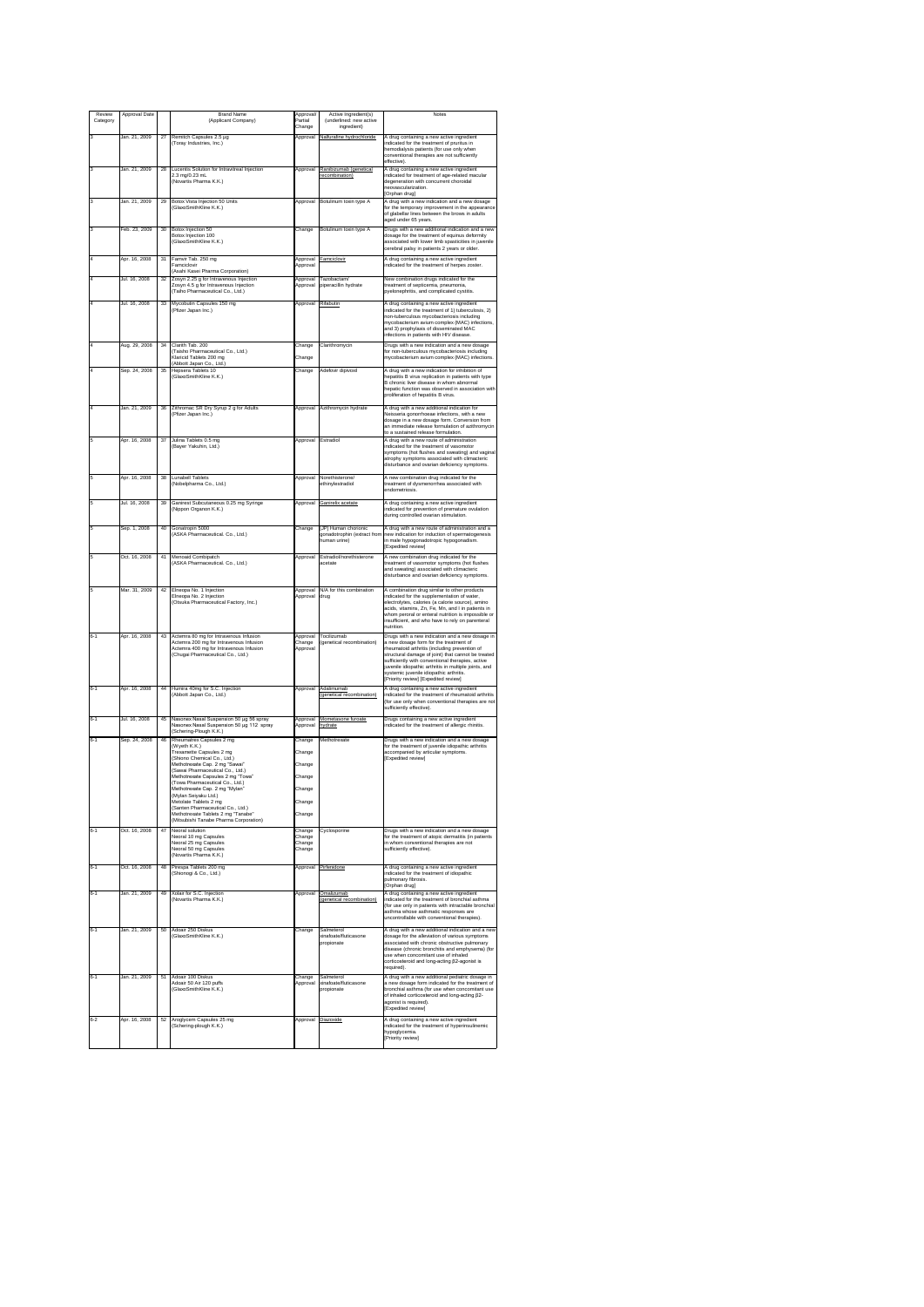| Review Category | Approval Date | | Brand Name (Applicant Company) | Approval/ Partial Change | Active Ingredient(s) (underlined: new active ingredient) | Notes |
|---|---|---|---|---|---|---|
| 3 | Jan. 21, 2009 | 27 | Remitch Capsules 2.5 μg (Toray Industries, Inc.) | Approval | Nalfurafine hydrochloride | A drug containing a new active ingredient indicated for the treatment of pruritus in hemodialysis patients (for use only when conventional therapies are not sufficiently effective). |
| 3 | Jan. 21, 2009 | 28 | Lucentis Solution for Intravitreal Injection 2.3 mg/0.23 mL (Novartis Pharma K.K.) | Approval | Ranibizumab (genetical recombination) | A drug containing a new active ingredient indicated for treatment of age-related macular degeneration with concurrent choroidal neovascularization. [Orphan drug] |
| 3 | Jan. 21, 2009 | 29 | Botox Vista Injection 50 Units (GlaxoSmithKline K.K.) | Approval | Botulinum toxin type A | A drug with a new indication and a new dosage for the temporary improvement in the appearance of glabellar lines between the brows in adults aged under 65 years. |
| 3 | Feb. 23, 2009 | 30 | Botox Injection 50 Botox Injection 100 (GlaxoSmithKline K.K.) | Change | Botulinum toxin type A | Drugs with a new additional indication and a new dosage for the treatment of equinus deformity associated with lower limb spasticities in juvenile cerebral palsy in patients 2 years or older. |
| 4 | Apr. 16, 2008 | 31 | Famvir Tab. 250 mg Famciclovir (Asahi Kasei Pharma Corporation) | Approval Approval | Famciclovir | A drug containing a new active ingredient indicated for the treatment of herpes zoster. |
| 4 | Jul. 16, 2008 | 32 | Zosyn 2.25 g for Intravenous Injection Zosyn 4.5 g for Intravenous Injection (Taiho Pharmaceutical Co., Ltd.) | Approval Approval | Tazobactam/ piperacillin hydrate | New combination drugs indicated for the treatment of septicemia, pneumonia, pyelonephritis, and complicated cystitis. |
| 4 | Jul. 16, 2008 | 33 | Mycobutin Capsules 150 mg (Pfizer Japan Inc.) | Approval | Rifabutin | A drug containing a new active ingredient indicated for the treatment of 1) tuberculosis, 2) non-tuberculous mycobacteriosis including mycobacterium avium complex (MAC) infections, and 3) prophylaxis of disseminated MAC infections in patients with HIV disease. |
| 4 | Aug. 29, 2008 | 34 | Clarith Tab. 200 (Taisho Pharmaceutical Co., Ltd.) Klaricid Tablets 200 mg (Abbott Japan Co., Ltd.) | Change Change | Clarithromycin | Drugs with a new indication and a new dosage for non-tuberculous mycobacteriosis including mycobacterium avium complex (MAC) infections. |
| 4 | Sep. 24, 2008 | 35 | Hepsera Tablets 10 (GlaxoSmithKline K.K.) | Change | Adefovir dipivoxil | A drug with a new indication for inhibition of hepatitis B virus replication in patients with type B chronic liver disease in whom abnormal hepatic function was observed in association with proliferation of hepatitis B virus. |
| 4 | Jan. 21, 2009 | 36 | Zithromac SR Dry Syrup 2 g for Adults (Pfizer Japan Inc.) | Approval | Azithromycin hydrate | A drug with a new additional indication for Neisseria gonorrhoeae infections, with a new dosage in a new dosage form. Conversion from an immediate release formulation of azithromycin to a sustained release formulation. |
| 5 | Apr. 16, 2008 | 37 | Julina Tablets 0.5 mg (Bayer Yakuhin, Ltd.) | Approval | Estradiol | A drug with a new route of administration indicated for the treatment of vasomotor symptoms (hot flushes and sweating) and vaginal atrophy symptoms associated with climacteric disturbance and ovarian deficiency symptoms. |
| 5 | Apr. 16, 2008 | 38 | Lunabell Tablets (Nobelpharma Co., Ltd.) | Approval | Norethisterone/ ethinylestradiol | A new combination drug indicated for the treatment of dysmenorrhea associated with endometriosis. |
| 5 | Jul. 16, 2008 | 39 | Ganirest Subcutaneous 0.25 mg Syringe (Nippon Organon K.K.) | Approval | Ganirelix acetate | A drug containing a new active ingredient indicated for prevention of premature ovulation during controlled ovarian stimulation. |
| 5 | Sep. 1, 2008 | 40 | Gonatropin 5000 (ASKA Pharmaceutical. Co., Ltd.) | Change | [JP] Human chorionic gonadotrophin (extract from human urine) | A drug with a new route of administration and a new indication for induction of spermatogenesis in male hypogonadotropic hypogonadism. [Expedited review] |
| 5 | Oct. 16, 2008 | 41 | Menoaid Combipatch (ASKA Pharmaceutical. Co., Ltd.) | Approval | Estradiol/norethisterone acetate | A new combination drug indicated for the treatment of vasomotor symptoms (hot flushes and sweating) associated with climacteric disturbance and ovarian deficiency symptoms. |
| 5 | Mar. 31, 2009 | 42 | Elneopa No. 1 Injection Elneopa No. 2 Injection (Otsuka Pharmaceutical Factory, Inc.) | Approval Approval | N/A for this combination drug | A combination drug similar to other products indicated for the supplementation of water, electrolytes, calories (a calorie source), amino acids, vitamins, Zn, Fe, Mn, and I in patients in whom peroral or enteral nutrition is impossible or insufficient, and who have to rely on parenteral nutrition. |
| 6-1 | Apr. 16, 2008 | 43 | Actemra 80 mg for Intravenous Infusion Actemra 200 mg for Intravenous Infusion Actemra 400 mg for Intravenous Infusion (Chugai Pharmaceutical Co., Ltd.) | Approval Change Approval | Tocilizumab (genetical recombination) | Drugs with a new indication and a new dosage in a new dosage form for the treatment of rheumatoid arthritis (including prevention of structural damage of joint) that cannot be treated sufficiently with conventional therapies, active juvenile idiopathic arthritis in multiple joints, and systemic juvenile idiopathic arthritis. [Priority review] [Expedited review] |
| 6-1 | Apr. 16, 2008 | 44 | Humira 40mg for S.C. Injection (Abbott Japan Co., Ltd.) | Approval | Adalimumab (genetical recombination) | A drug containing a new active ingredient indicated for the treatment of rheumatoid arthritis (for use only when conventional therapies are not sufficiently effective). |
| 6-1 | Jul. 16, 2008 | 45 | Nasonex Nasal Suspension 50 μg 56 spray Nasonex Nasal Suspension 50 μg 112 spray (Schering-Plough K.K.) | Approval Approval | Mometasone furoate hydrate | Drugs containing a new active ingredient indicated for the treatment of allergic rhinitis. |
| 6-1 | Sep. 24, 2008 | 46 | Rheumatrex Capsules 2 mg (Wyeth K.K.) Trexamette Capsules 2 mg (Shiono Chemical Co., Ltd.) Methotrexate Cap. 2 mg "Sawai" (Sawai Pharmaceutical Co., Ltd.) Methotrexate Capsules 2 mg "Towa" (Towa Pharmaceutical Co., Ltd.) Methotrexate Cap. 2 mg "Mylan" (Mylan Seiyaku Ltd.) Metolate Tablets 2 mg (Santen Pharmaceutical Co., Ltd.) Methotrexate Tablets 2 mg "Tanabe" (Mitsubishi Tanabe Pharma Corporation) | Change Change Change Change Change Change Change | Methotrexate | Drugs with a new indication and a new dosage for the treatment of juvenile idiopathic arthritis accompanied by articular symptoms. [Expedited review] |
| 6-1 | Oct. 16, 2008 | 47 | Neoral solution Neoral 10 mg Capsules Neoral 25 mg Capsules Neoral 50 mg Capsules (Novartis Pharma K.K.) | Change Change Change Change | Cyclosporine | Drugs with a new indication and a new dosage for the treatment of atopic dermatitis (in patients in whom conventional therapies are not sufficiently effective). |
| 6-1 | Oct. 16, 2008 | 48 | Pirespa Tablets 200 mg (Shionogi & Co., Ltd.) | Approval | Pirfenidone | A drug containing a new active ingredient indicated for the treatment of idiopathic pulmonary fibrosis. [Orphan drug] |
| 6-1 | Jan. 21, 2009 | 49 | Xolair for S.C. Injection (Novartis Pharma K.K.) | Approval | Omalizumab (genetical recombination) | A drug containing a new active ingredient indicated for the treatment of bronchial asthma (for use only in patients with intractable bronchial asthma whose asthmatic responses are uncontrollable with conventional therapies). |
| 6-1 | Jan. 21, 2009 | 50 | Adoair 250 Diskus (GlaxoSmithKline K.K.) | Change | Salmeterol xinafoate/fluticasone propionate | A drug with a new additional indication and a new dosage for the alleviation of various symptoms associated with chronic obstructive pulmonary disease (chronic bronchitis and emphysema) (for use when concomitant use of inhaled corticosteroid and long-acting β2-agonist is required). |
| 6-1 | Jan. 21, 2009 | 51 | Adoair 100 Diskus Adoair 50 Air 120 puffs (GlaxoSmithKline K.K.) | Change Approval | Salmeterol xinafoate/fluticasone propionate | A drug with a new additional pediatric dosage in a new dosage form indicated for the treatment of bronchial asthma (for use when concomitant use of inhaled corticosteroid and long-acting β2-agonist is required). [Expedited review] |
| 6-2 | Apr. 16, 2008 | 52 | Proglycem Capsules 25 mg (Schering-plough K.K.) | Approval | Diazoxide | A drug containing a new active ingredient indicated for the treatment of hyperinsulinemic hypoglycemia. [Priority review] |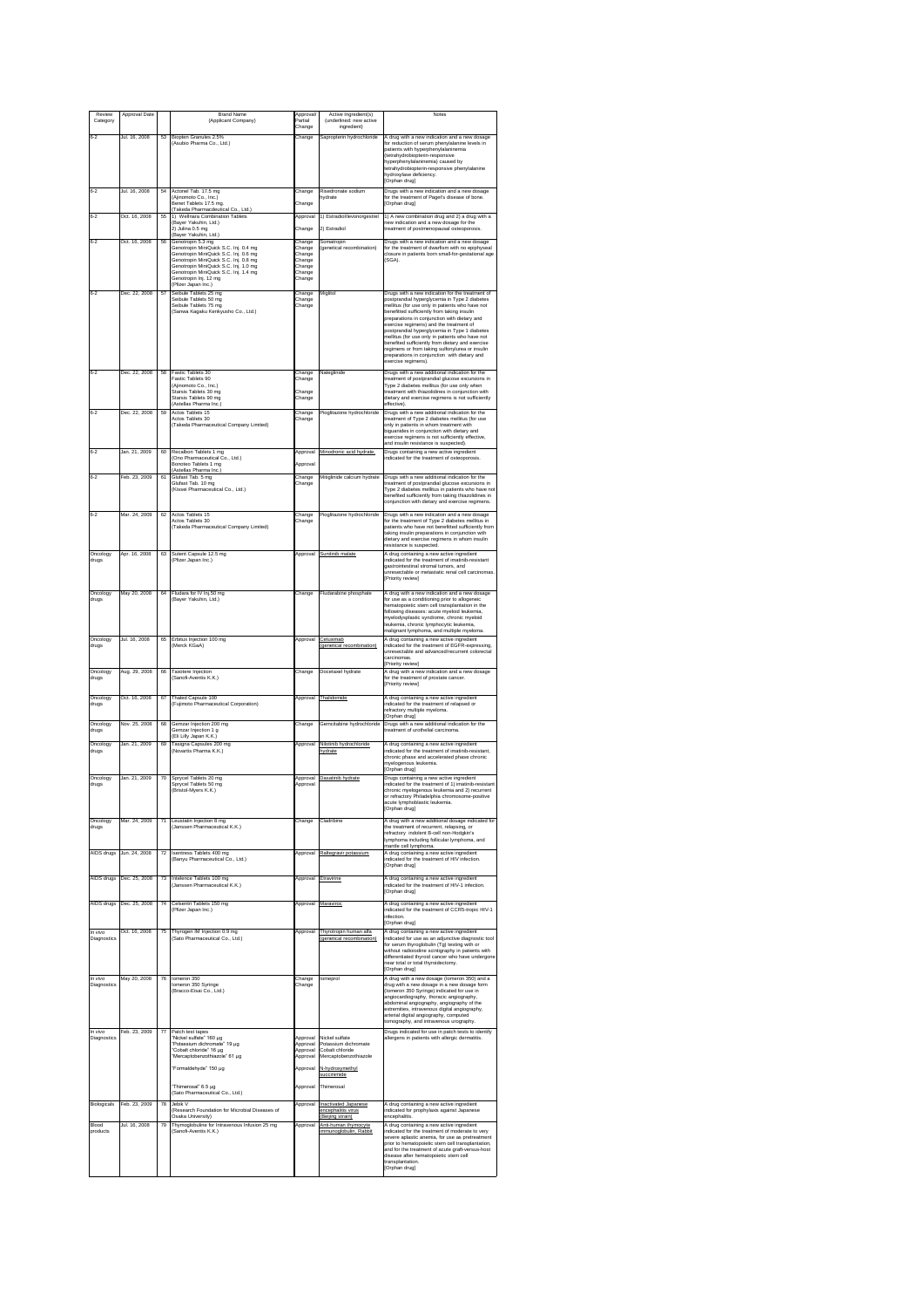| Review Category | Approval Date | | Brand Name (Applicant Company) | Approval/ Partial Change | Active Ingredient(s) (underlined: new active ingredient) | Notes |
|---|---|---|---|---|---|---|
| 6-2 | Jul. 16, 2008 | 53 | Biopten Granules 2.5% (Asubio Pharma Co., Ltd.) | Change | Sapropterin hydrochloride | A drug with a new indication and a new dosage for reduction of serum phenylalanine levels in patients with hyperphenylalaninemia (tetrahydrobiopterin-responsive hyperphenylalaninemia) caused by tetrahydrobiopterin-responsive phenylalanine hydroxylase deficiency. [Orphan drug] |
| 6-2 | Jul. 16, 2008 | 54 | Actonel Tab. 17.5 mg (Ajinomoto Co., Inc.) Benet Tablets 17.5 mg. (Takeda Pharmaceutical Co., Ltd.) | Change Change | Risedronate sodium hydrate | Drugs with a new indication and a new dosage for the treatment of Paget's disease of bone. [Orphan drug] |
| 6-2 | Oct. 16, 2008 | 55 | 1) Wellnara Combination Tablets (Bayer Yakuhin, Ltd.) 2) Julina 0.5 mg (Bayer Yakuhin, Ltd.) | Approval Change | 1) Estradiol/levonorgestrel 2) Estradiol | 1) A new combination drug and 2) a drug with a new indication and a new dosage for the treatment of postmenopausal osteoporosis. |
| 6-2 | Oct. 16, 2008 | 56 | Genotropin 5.3 mg Genotropin MiniQuick S.C. Inj. 0.4 mg Genotropin MiniQuick S.C. Inj. 0.6 mg Genotropin MiniQuick S.C. Inj. 0.8 mg Genotropin MiniQuick S.C. Inj. 1.0 mg Genotropin MiniQuick S.C. Inj. 1.4 mg Genotropin Inj. 12 mg (Pfizer Japan Inc.) | Change Change Change Change Change Change Change | Somatropin (genetical recombination) | Drugs with a new indication and a new dosage for the treatment of dwarfism with no epiphyseal closure in patients born small-for-gestational age (SGA). |
| 6-2 | Dec. 22, 2008 | 57 | Seibule Tablets 25 mg Seibule Tablets 50 mg Seibule Tablets 75 mg (Sanwa Kagaku Kenkyusho Co., Ltd.) | Change Change Change | Miglitol | Drugs with a new indication for the treatment of postprandial hyperglycemia in Type 2 diabetes mellitus (for use only in patients who have not benefitted sufficiently from taking insulin preparations in conjunction with dietary and exercise regimens) and the treatment of postprandial hyperglycemia in Type 1 diabetes mellitus (for use only in patients who have not benefitted sufficiently from dietary and exercise regimens or from taking sulfonylurea or insulin preparations in conjunction with dietary and exercise regimens). |
| 6-2 | Dec. 22, 2008 | 58 | Fastic Tablets 30 Fastic Tablets 90 (Ajinomoto Co., Inc.) Starsis Tablets 30 mg Starsis Tablets 90 mg (Astellas Pharma Inc.) | Change Change Change Change | Nateglinide | Drugs with a new additional indication for the treatment of postprandial glucose excursions in Type 2 diabetes mellitus (for use only when treatment with thiazolidines in conjunction with dietary and exercise regimens is not sufficiently effective). |
| 6-2 | Dec. 22, 2008 | 59 | Actos Tablets 15 Actos Tablets 30 (Takeda Pharmaceutical Company Limited) | Change Change | Pioglitazone hydrochloride | Drugs with a new additional indication for the treatment of Type 2 diabetes mellitus (for use only in patients in whom treatment with biguanides in conjunction with dietary and exercise regimens is not sufficiently effective, and insulin resistance is suspected). |
| 6-2 | Jan. 21, 2009 | 60 | Recalbon Tablets 1 mg (Ono Pharmaceutical Co., Ltd.) Bonoteo Tablets 1 mg (Astellas Pharma Inc.) | Approval Approval | Minodronic acid hydrate | Drugs containing a new active ingredient indicated for the treatment of osteoporosis. |
| 6-2 | Feb. 23, 2009 | 61 | Glufast Tab. 5 mg Glufast Tab. 10 mg (Kissei Pharmaceutical Co., Ltd.) | Change Change | Mitiglinide calcium hydrate | Drugs with a new additional indication for the treatment of postprandial glucose excursions in Type 2 diabetes mellitus in patients who have not benefitted sufficiently from taking thiazolidines in conjunction with dietary and exercise regimens. |
| 6-2 | Mar. 24, 2009 | 62 | Actos Tablets 15 Actos Tablets 30 (Takeda Pharmaceutical Company Limited) | Change Change | Pioglitazone hydrochloride | Drugs with a new indication and a new dosage for the treatment of Type 2 diabetes mellitus in patients who have not benefitted sufficiently from taking insulin preparations in conjunction with dietary and exercise regimens and in whom insulin resistance is suspected. |
| Oncology drugs | Apr. 16, 2008 | 63 | Sutent Capsule 12.5 mg (Pfizer Japan Inc.) | Approval | Sunitinib malate | A drug containing a new active ingredient indicated for the treatment of imatinib-resistant gastrointestinal stromal tumors, and unresectable or metastatic renal cell carcinomas. [Priority review] |
| Oncology drugs | May 20, 2008 | 64 | Fludara for IV Inj.50 mg (Bayer Yakuhin, Ltd.) | Change | Fludarabine phosphate | A drug with a new indication and a new dosage for use as a conditioning prior to allogeneic hematopoietic stem cell transplantation in the following diseases: acute myeloid leukemia, myelodysplastic syndrome, chronic myeloid leukemia, chronic lymphocytic leukemia, malignant lymphoma, and multiple myeloma. |
| Oncology drugs | Jul. 16, 2008 | 65 | Erbitux Injection 100 mg (Merck KGaA) | Approval | Cetuximab (genetical recombination) | A drug containing a new active ingredient indicated for the treatment of EGFR-expressing, unresectable and advanced/recurrent colorectal carcinomas. [Priority review] |
| Oncology drugs | Aug. 29, 2008 | 66 | Taxotere Injection (Sanofi-Aventis K.K.) | Change | Docetaxel hydrate | A drug with a new indication and a new dosage for the treatment of prostate cancer. [Priority review] |
| Oncology drugs | Oct. 16, 2008 | 67 | Thaled Capsule 100 (Fujimoto Pharmaceutical Corporation) | Approval | Thalidomide | A drug containing a new active ingredient indicated for the treatment of relapsed or refractory multiple myeloma. [Orphan drug] |
| Oncology drugs | Nov. 25, 2008 | 68 | Gemzar Injection 200 mg Gemzar Injection 1 g (Eli Lilly Japan K.K.) | Change | Gemcitabine hydrochloride | Drugs with a new additional indication for the treatment of urothelial carcinoma. |
| Oncology drugs | Jan. 21, 2009 | 69 | Tasigna Capsules 200 mg (Novartis Pharma K.K.) | Approval | Nilotinib hydrochloride hydrate | A drug containing a new active ingredient indicated for the treatment of imatinib-resistant, chronic phase and accelerated phase chronic myelogenous leukemia. [Orphan drug] |
| Oncology drugs | Jan. 21, 2009 | 70 | Sprycel Tablets 20 mg Sprycel Tablets 50 mg (Bristol-Myers K.K.) | Approval Approval | Dasatinib hydrate | Drugs containing a new active ingredient indicated for the treatment of 1) imatinib-resistant chronic myelogenous leukemia and 2) recurrent or refractory Philadelphia chromosome-positive acute lymphoblastic leukemia. [Orphan drug] |
| Oncology drugs | Mar. 24, 2009 | 71 | Leustatin Injection 8 mg (Janssen Pharmaceutical K.K.) | Change | Cladribine | A drug with a new additional dosage indicated for the treatment of recurrent, relapsing, or refractory indolent B-cell non-Hodgkin's lymphoma including follicular lymphoma, and mantle cell lymphoma. |
| AIDS drugs | Jun. 24, 2008 | 72 | Isentress Tablets 400 mg (Banyu Pharmaceutical Co., Ltd.) | Approval | Raltegravir potassium | A drug containing a new active ingredient indicated for the treatment of HIV infection. [Orphan drug] |
| AIDS drugs | Dec. 25, 2008 | 73 | Intelence Tablets 100 mg (Janssen Pharmaceutical K.K.) | Approval | Etravirine | A drug containing a new active ingredient indicated for the treatment of HIV-1 infection. [Orphan drug] |
| AIDS drugs | Dec. 25, 2008 | 74 | Celsentri Tablets 150 mg (Pfizer Japan Inc.) | Approval | Maraviroc | A drug containing a new active ingredient indicated for the treatment of CCR5-tropic HIV-1 infection. [Orphan drug] |
| In vivo Diagnostics | Oct. 16, 2008 | 75 | Thyrogen IM Injection 0.9 mg (Sato Pharmaceutical Co., Ltd.) | Approval | Thyrotropin human alfa (genetical recombination) | A drug containing a new active ingredient indicated for use as an adjunctive diagnostic tool for serum thyroglobulin (Tg) testing with or without radioiodine scintigraphy in patients with differentiated thyroid cancer who have undergone near total or total thyroidectomy. [Orphan drug] |
| In vivo Diagnostics | May 20, 2008 | 76 | Iomeron 350 Iomeron 350 Syringe (Bracco-Eisai Co., Ltd.) | Change Change | Iomeprol | A drug with a new dosage (Iomeron 350) and a drug with a new dosage in a new dosage form (Iomeron 350 Syringe) indicated for use in angiocardiography, thoracic angiography, abdominal angiography, angiography of the extremities, intravenous digital angiography, arterial digital angiography, computed tomography, and intravenous urography. |
| In vivo Diagnostics | Feb. 23, 2009 | 77 | Patch test tapes "Nickel sulfate" 160 µg "Potassium dichromate" 19 µg "Cobalt chloride" 16 µg "Mercaptobenzothiazole" 61 µg "Formaldehyde" 150 µg "Thimerosal" 6.5 µg (Sato Pharmaceutical Co., Ltd.) | Approval Approval Approval Approval Approval Approval | Nickel sulfate Potassium dichromate Cobalt chloride Mercaptobenzothiazole N-hydroxymethyl succinimide Thimerosal | Drugs indicated for use in patch tests to identify allergens in patients with allergic dermatitis. |
| Biologicals | Feb. 23, 2009 | 78 | Jebik V (Research Foundation for Microbial Diseases of Osaka University) | Approval | Inactivated Japanese encephalitis virus (Beijing strain) | A drug containing a new active ingredient indicated for prophylaxis against Japanese encephalitis. |
| Blood products | Jul. 16, 2008 | 79 | Thymoglobuline for Intravenous Infusion 25 mg (Sanofi-Aventis K.K.) | Approval | Anti-human thymocyte immunoglobulin, Rabbit | A drug containing a new active ingredient indicated for the treatment of moderate to very severe aplastic anemia, for use as pretreatment prior to hematopoietic stem cell transplantation, and for the treatment of acute graft-versus-host disease after hematopoietic stem cell transplantation. [Orphan drug] |